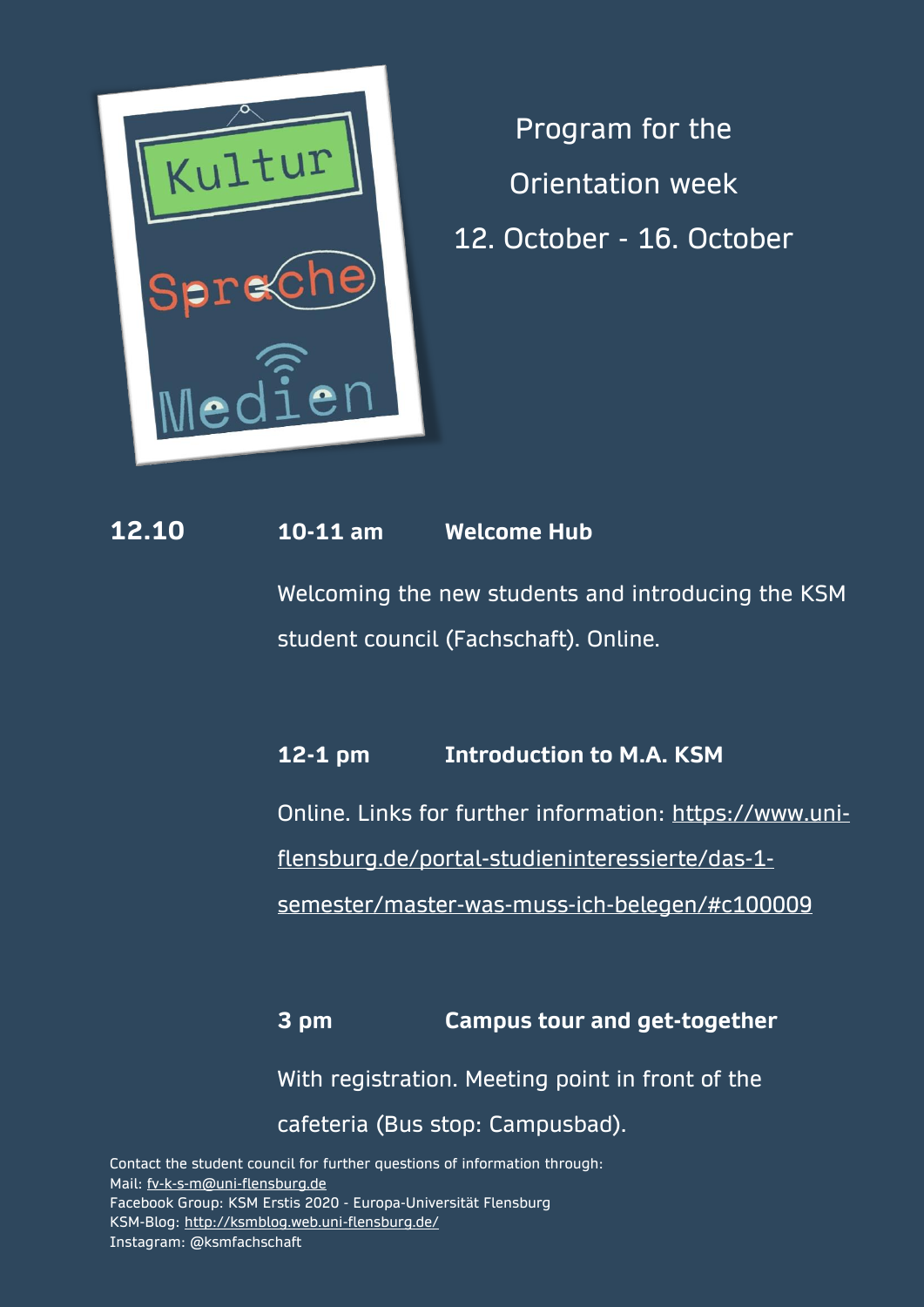Kultur Sprache Medien

# Program for the Orientation week

## 12. October - 16. October

**12.10**

**10-11 am** **Welcome Hub**

Welcoming the new students and introducing the KSM student council (Fachschaft). Online.

**12-1 pm** **Introduction to M.A. KSM**

Online. Links for further information: https://www.uni-flensburg.de/portal-studieninteressierte/das-1-semester/master-was-muss-ich-belegen/#c100009

**3 pm** **Campus tour and get-together**

With registration. Meeting point in front of the cafeteria (Bus stop: Campusbad).

Contact the student council for further questions of information through:
Mail: fv-k-s-m@uni-flensburg.de
Facebook Group: KSM Erstis 2020 - Europa-Universität Flensburg
KSM-Blog: http://ksmblog.web.uni-flensburg.de/
Instagram: @ksmfachschaft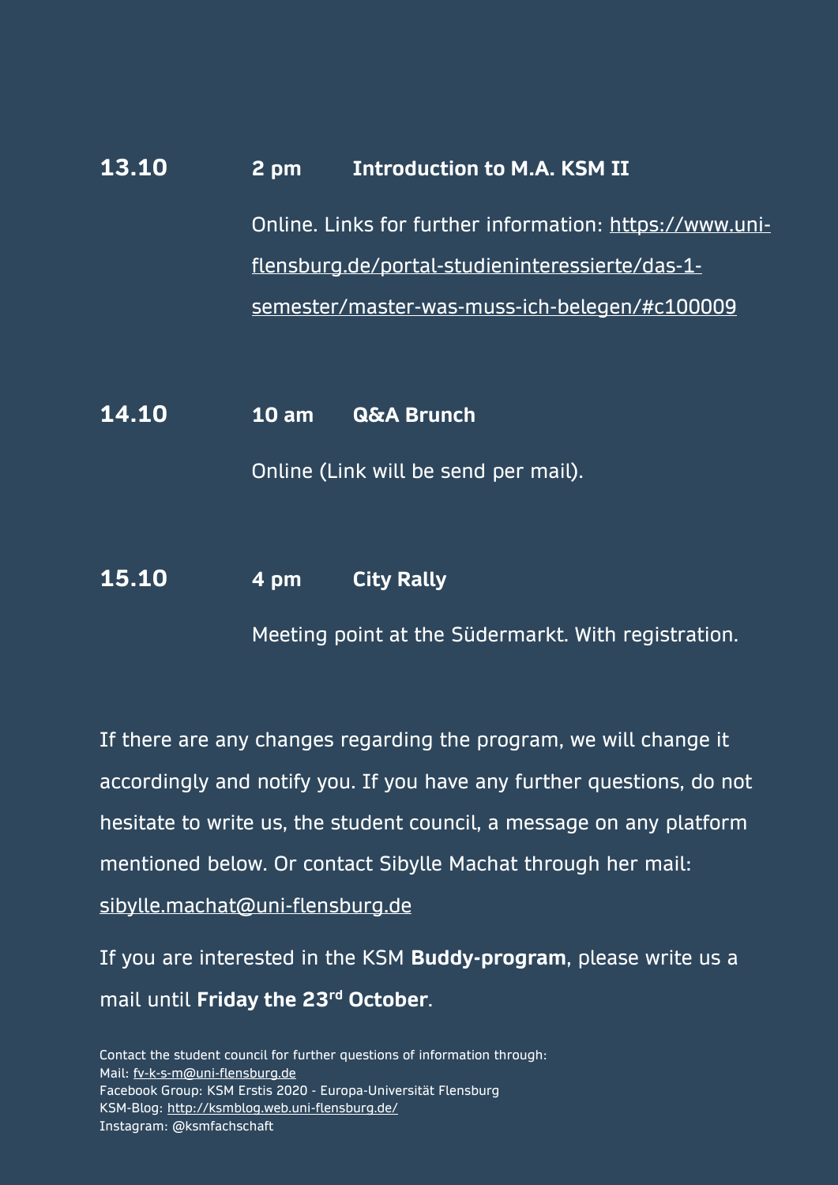**13.10** **2 pm** **Introduction to M.A. KSM II**

Online. Links for further information: https://www.uni-flensburg.de/portal-studieninteressierte/das-1-semester/master-was-muss-ich-belegen/#c100009

**14.10** **10 am** **Q&A Brunch**

Online (Link will be send per mail).

**15.10** **4 pm** **City Rally**

Meeting point at the Südermarkt. With registration.

If there are any changes regarding the program, we will change it accordingly and notify you. If you have any further questions, do not hesitate to write us, the student council, a message on any platform mentioned below. Or contact Sibylle Machat through her mail: sibylle.machat@uni-flensburg.de

If you are interested in the KSM **Buddy-program**, please write us a mail until **Friday the 23rd October**.

Contact the student council for further questions of information through:
Mail: fv-k-s-m@uni-flensburg.de
Facebook Group: KSM Erstis 2020 - Europa-Universität Flensburg
KSM-Blog: http://ksmblog.web.uni-flensburg.de/
Instagram: @ksmfachschaft